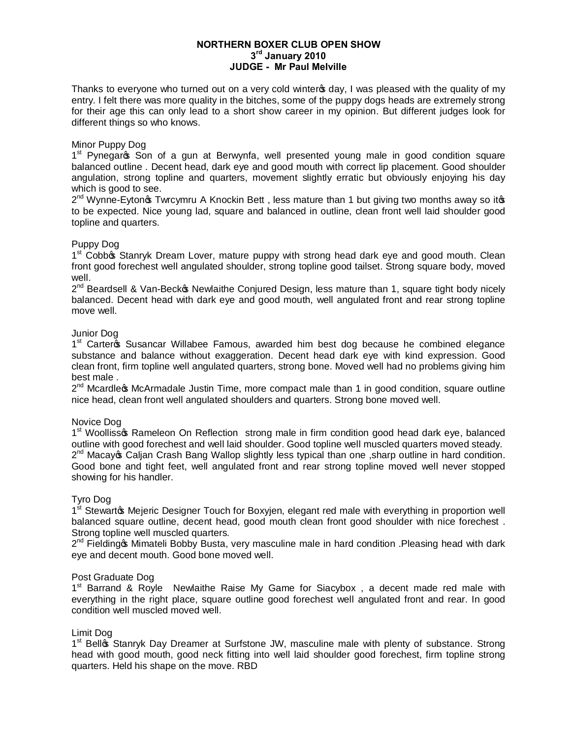**NORTHERN BOXER CLUB OPEN SHOW**
**3rd January 2010**
**JUDGE - Mr Paul Melville**

Thanks to everyone who turned out on a very cold winter‛s day, I was pleased with the quality of my entry. I felt there was more quality in the bitches, some of the puppy dogs heads are extremely strong for their age this can only lead to a short show career in my opinion. But different judges look for different things so who knows.

Minor Puppy Dog

1st Pynegar‛s Son of a gun at Berwynfa, well presented young male in good condition square balanced outline . Decent head, dark eye and good mouth with correct lip placement. Good shoulder angulation, strong topline and quarters, movement slightly erratic but obviously enjoying his day which is good to see.

2nd Wynne-Eyton‛s Twrcymru A Knockin Bett , less mature than 1 but giving two months away so it‛s to be expected. Nice young lad, square and balanced in outline, clean front well laid shoulder good topline and quarters.

Puppy Dog

1st Cobb‛s Stanryk Dream Lover, mature puppy with strong head dark eye and good mouth. Clean front good forechest well angulated shoulder, strong topline good tailset. Strong square body, moved well.

2nd Beardsell & Van-Beck‛s Newlaithe Conjured Design, less mature than 1, square tight body nicely balanced. Decent head with dark eye and good mouth, well angulated front and rear strong topline move well.

Junior Dog

1st Carter‛s Susancar Willabee Famous, awarded him best dog because he combined elegance substance and balance without exaggeration. Decent head dark eye with kind expression. Good clean front, firm topline well angulated quarters, strong bone. Moved well had no problems giving him best male .

2nd Mcardle‛s McArmadale Justin Time, more compact male than 1 in good condition, square outline nice head, clean front well angulated shoulders and quarters. Strong bone moved well.

Novice Dog

1st Woolliss‛s Rameleon On Reflection strong male in firm condition good head dark eye, balanced outline with good forechest and well laid shoulder. Good topline well muscled quarters moved steady.

2nd Macay‛s Caljan Crash Bang Wallop slightly less typical than one ,sharp outline in hard condition. Good bone and tight feet, well angulated front and rear strong topline moved well never stopped showing for his handler.

Tyro Dog

1st Stewart‛s Mejeric Designer Touch for Boxyjen, elegant red male with everything in proportion well balanced square outline, decent head, good mouth clean front good shoulder with nice forechest . Strong topline well muscled quarters.

2nd Fielding‛s Mimateli Bobby Busta, very masculine male in hard condition .Pleasing head with dark eye and decent mouth. Good bone moved well.

Post Graduate Dog

1st Barrand & Royle Newlaithe Raise My Game for Siacybox , a decent made red male with everything in the right place, square outline good forechest well angulated front and rear. In good condition well muscled moved well.

Limit Dog

1st Bell‛s Stanryk Day Dreamer at Surfstone JW, masculine male with plenty of substance. Strong head with good mouth, good neck fitting into well laid shoulder good forechest, firm topline strong quarters. Held his shape on the move. RBD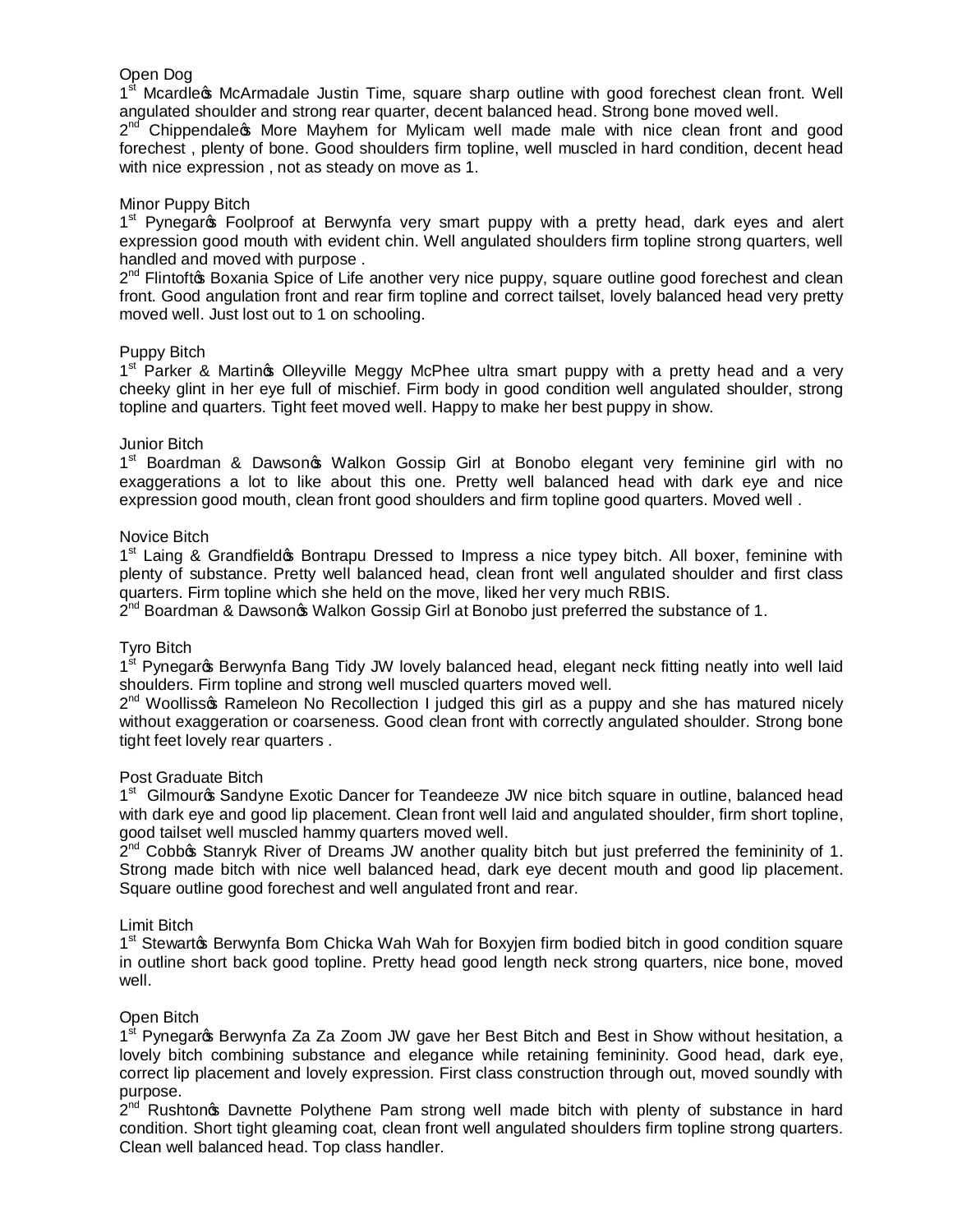Open Dog

1st Mcardle's McArmadale Justin Time, square sharp outline with good forechest clean front. Well angulated shoulder and strong rear quarter, decent balanced head. Strong bone moved well.

2nd Chippendale's More Mayhem for Mylicam well made male with nice clean front and good forechest , plenty of bone. Good shoulders firm topline, well muscled in hard condition, decent head with nice expression , not as steady on move as 1.

Minor Puppy Bitch

1st Pynegar's Foolproof at Berwynfa very smart puppy with a pretty head, dark eyes and alert expression good mouth with evident chin. Well angulated shoulders firm topline strong quarters, well handled and moved with purpose .

2nd Flintoft's Boxania Spice of Life another very nice puppy, square outline good forechest and clean front. Good angulation front and rear firm topline and correct tailset, lovely balanced head very pretty moved well. Just lost out to 1 on schooling.

Puppy Bitch

1st Parker & Martin's Olleyville Meggy McPhee ultra smart puppy with a pretty head and a very cheeky glint in her eye full of mischief. Firm body in good condition well angulated shoulder, strong topline and quarters. Tight feet moved well. Happy to make her best puppy in show.

Junior Bitch

1st Boardman & Dawson's Walkon Gossip Girl at Bonobo elegant very feminine girl with no exaggerations a lot to like about this one. Pretty well balanced head with dark eye and nice expression good mouth, clean front good shoulders and firm topline good quarters. Moved well .

Novice Bitch

1st Laing & Grandfield's Bontrapu Dressed to Impress a nice typey bitch. All boxer, feminine with plenty of substance. Pretty well balanced head, clean front well angulated shoulder and first class quarters. Firm topline which she held on the move, liked her very much RBIS.

2nd Boardman & Dawson's Walkon Gossip Girl at Bonobo just preferred the substance of 1.

Tyro Bitch

1st Pynegar's Berwynfa Bang Tidy JW lovely balanced head, elegant neck fitting neatly into well laid shoulders. Firm topline and strong well muscled quarters moved well.

2nd Woolliss's Rameleon No Recollection I judged this girl as a puppy and she has matured nicely without exaggeration or coarseness. Good clean front with correctly angulated shoulder. Strong bone tight feet lovely rear quarters .

Post Graduate Bitch

1st Gilmour's Sandyne Exotic Dancer for Teandeeze JW nice bitch square in outline, balanced head with dark eye and good lip placement. Clean front well laid and angulated shoulder, firm short topline, good tailset well muscled hammy quarters moved well.

2nd Cobb's Stanryk River of Dreams JW another quality bitch but just preferred the femininity of 1. Strong made bitch with nice well balanced head, dark eye decent mouth and good lip placement. Square outline good forechest and well angulated front and rear.

Limit Bitch

1st Stewart's Berwynfa Bom Chicka Wah Wah for Boxyjen firm bodied bitch in good condition square in outline short back good topline. Pretty head good length neck strong quarters, nice bone, moved well.

Open Bitch

1st Pynegar's Berwynfa Za Za Zoom JW gave her Best Bitch and Best in Show without hesitation, a lovely bitch combining substance and elegance while retaining femininity. Good head, dark eye, correct lip placement and lovely expression. First class construction through out, moved soundly with purpose.

2nd Rushton's Davnette Polythene Pam strong well made bitch with plenty of substance in hard condition. Short tight gleaming coat, clean front well angulated shoulders firm topline strong quarters. Clean well balanced head. Top class handler.